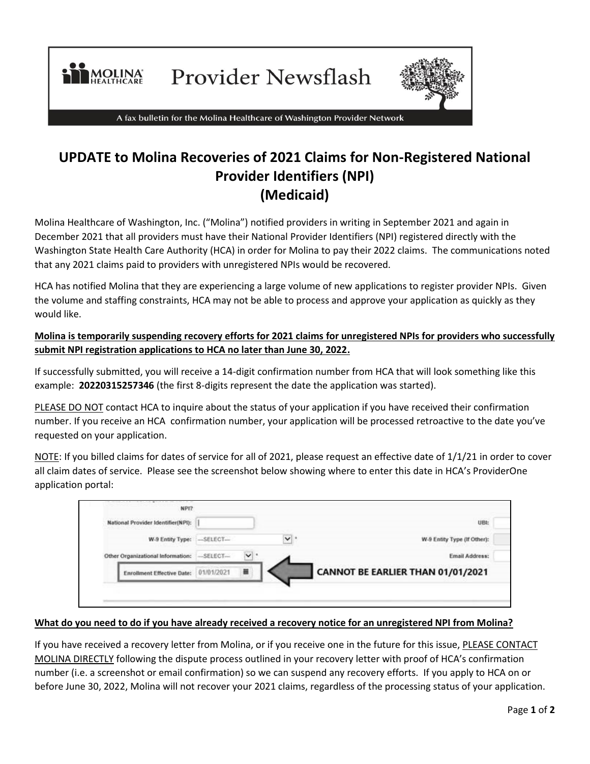Provider Newsflash

A fax bulletin for the Molina Healthcare of Washington Provider Network

# UPDATE to Molina Recoveries of 2021 Claims for Non-Registered National Provider Identifiers (NPI) (Medicaid)

Molina Healthcare of Washington, Inc. ("Molina") notified providers in writing in September 2021 and again in December 2021 that all providers must have their National Provider Identifiers (NPI) registered directly with the Washington State Health Care Authority (HCA) in order for Molina to pay their 2022 claims. The communications noted that any 2021 claims paid to providers with unregistered NPIs would be recovered.

HCA has notified Molina that they are experiencing a large volume of new applications to register provider NPIs. Given the volume and staffing constraints, HCA may not be able to process and approve your application as quickly as they would like.

**Molina is temporarily suspending recovery efforts for 2021 claims for unregistered NPIs for providers who successfully submit NPI registration applications to HCA no later than June 30, 2022.**

If successfully submitted, you will receive a 14-digit confirmation number from HCA that will look something like this example: **20220315257346** (the first 8-digits represent the date the application was started).

PLEASE DO NOT contact HCA to inquire about the status of your application if you have received their confirmation number. If you receive an HCA confirmation number, your application will be processed retroactive to the date you've requested on your application.

NOTE: If you billed claims for dates of service for all of 2021, please request an effective date of 1/1/21 in order to cover all claim dates of service. Please see the screenshot below showing where to enter this date in HCA's ProviderOne application portal:

NPI?

National Provider Identifier(NPI):

UBI:

W-9 Entity Type: —SELECT—

W-9 Entity Type (If Other):

Other Organizational Information: —SELECT—

Email Address:

Enrollment Effective Date: 01/01/2021

CANNOT BE EARLIER THAN 01/01/2021

**What do you need to do if you have already received a recovery notice for an unregistered NPI from Molina?**

If you have received a recovery letter from Molina, or if you receive one in the future for this issue, PLEASE CONTACT MOLINA DIRECTLY following the dispute process outlined in your recovery letter with proof of HCA's confirmation number (i.e. a screenshot or email confirmation) so we can suspend any recovery efforts. If you apply to HCA on or before June 30, 2022, Molina will not recover your 2021 claims, regardless of the processing status of your application.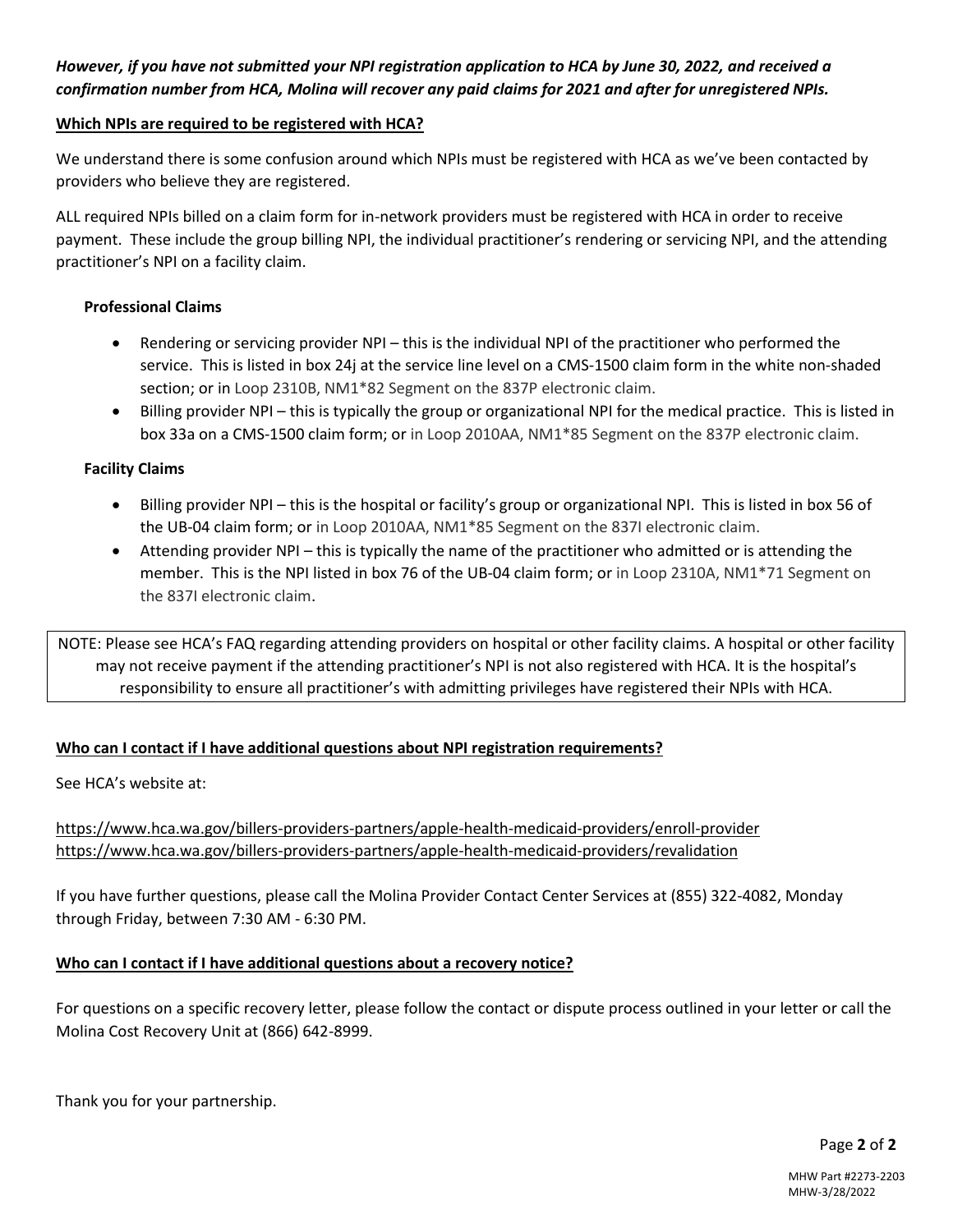***However, if you have not submitted your NPI registration application to HCA by June 30, 2022, and received a confirmation number from HCA, Molina will recover any paid claims for 2021 and after for unregistered NPIs.***

**Which NPIs are required to be registered with HCA?**

We understand there is some confusion around which NPIs must be registered with HCA as we've been contacted by providers who believe they are registered.

ALL required NPIs billed on a claim form for in-network providers must be registered with HCA in order to receive payment. These include the group billing NPI, the individual practitioner's rendering or servicing NPI, and the attending practitioner's NPI on a facility claim.

**Professional Claims**

- Rendering or servicing provider NPI – this is the individual NPI of the practitioner who performed the service. This is listed in box 24j at the service line level on a CMS-1500 claim form in the white non-shaded section; or in Loop 2310B, NM1*82 Segment on the 837P electronic claim.
- Billing provider NPI – this is typically the group or organizational NPI for the medical practice. This is listed in box 33a on a CMS-1500 claim form; or in Loop 2010AA, NM1*85 Segment on the 837P electronic claim.

**Facility Claims**

- Billing provider NPI – this is the hospital or facility's group or organizational NPI. This is listed in box 56 of the UB-04 claim form; or in Loop 2010AA, NM1*85 Segment on the 837I electronic claim.
- Attending provider NPI – this is typically the name of the practitioner who admitted or is attending the member. This is the NPI listed in box 76 of the UB-04 claim form; or in Loop 2310A, NM1*71 Segment on the 837I electronic claim.

NOTE: Please see HCA's FAQ regarding attending providers on hospital or other facility claims. A hospital or other facility may not receive payment if the attending practitioner's NPI is not also registered with HCA. It is the hospital's responsibility to ensure all practitioner's with admitting privileges have registered their NPIs with HCA.

**Who can I contact if I have additional questions about NPI registration requirements?**

See HCA's website at:

https://www.hca.wa.gov/billers-providers-partners/apple-health-medicaid-providers/enroll-provider
https://www.hca.wa.gov/billers-providers-partners/apple-health-medicaid-providers/revalidation

If you have further questions, please call the Molina Provider Contact Center Services at (855) 322-4082, Monday through Friday, between 7:30 AM - 6:30 PM.

**Who can I contact if I have additional questions about a recovery notice?**

For questions on a specific recovery letter, please follow the contact or dispute process outlined in your letter or call the Molina Cost Recovery Unit at (866) 642-8999.

Thank you for your partnership.

MHW Part #2273-2203
MHW-3/28/2022